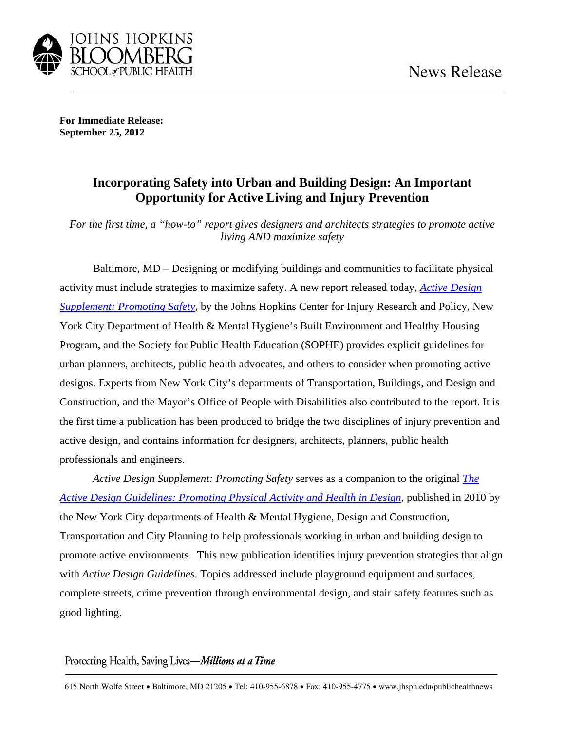News Release

**For Immediate Release:**
**September 25, 2012**

# Incorporating Safety into Urban and Building Design: An Important Opportunity for Active Living and Injury Prevention

*For the first time, a "how-to" report gives designers and architects strategies to promote active living AND maximize safety*

Baltimore, MD – Designing or modifying buildings and communities to facilitate physical activity must include strategies to maximize safety. A new report released today, *Active Design Supplement: Promoting Safety*, by the Johns Hopkins Center for Injury Research and Policy, New York City Department of Health & Mental Hygiene's Built Environment and Healthy Housing Program, and the Society for Public Health Education (SOPHE) provides explicit guidelines for urban planners, architects, public health advocates, and others to consider when promoting active designs. Experts from New York City's departments of Transportation, Buildings, and Design and Construction, and the Mayor's Office of People with Disabilities also contributed to the report. It is the first time a publication has been produced to bridge the two disciplines of injury prevention and active design, and contains information for designers, architects, planners, public health professionals and engineers.

*Active Design Supplement: Promoting Safety* serves as a companion to the original *The Active Design Guidelines: Promoting Physical Activity and Health in Design*, published in 2010 by the New York City departments of Health & Mental Hygiene, Design and Construction, Transportation and City Planning to help professionals working in urban and building design to promote active environments. This new publication identifies injury prevention strategies that align with *Active Design Guidelines*. Topics addressed include playground equipment and surfaces, complete streets, crime prevention through environmental design, and stair safety features such as good lighting.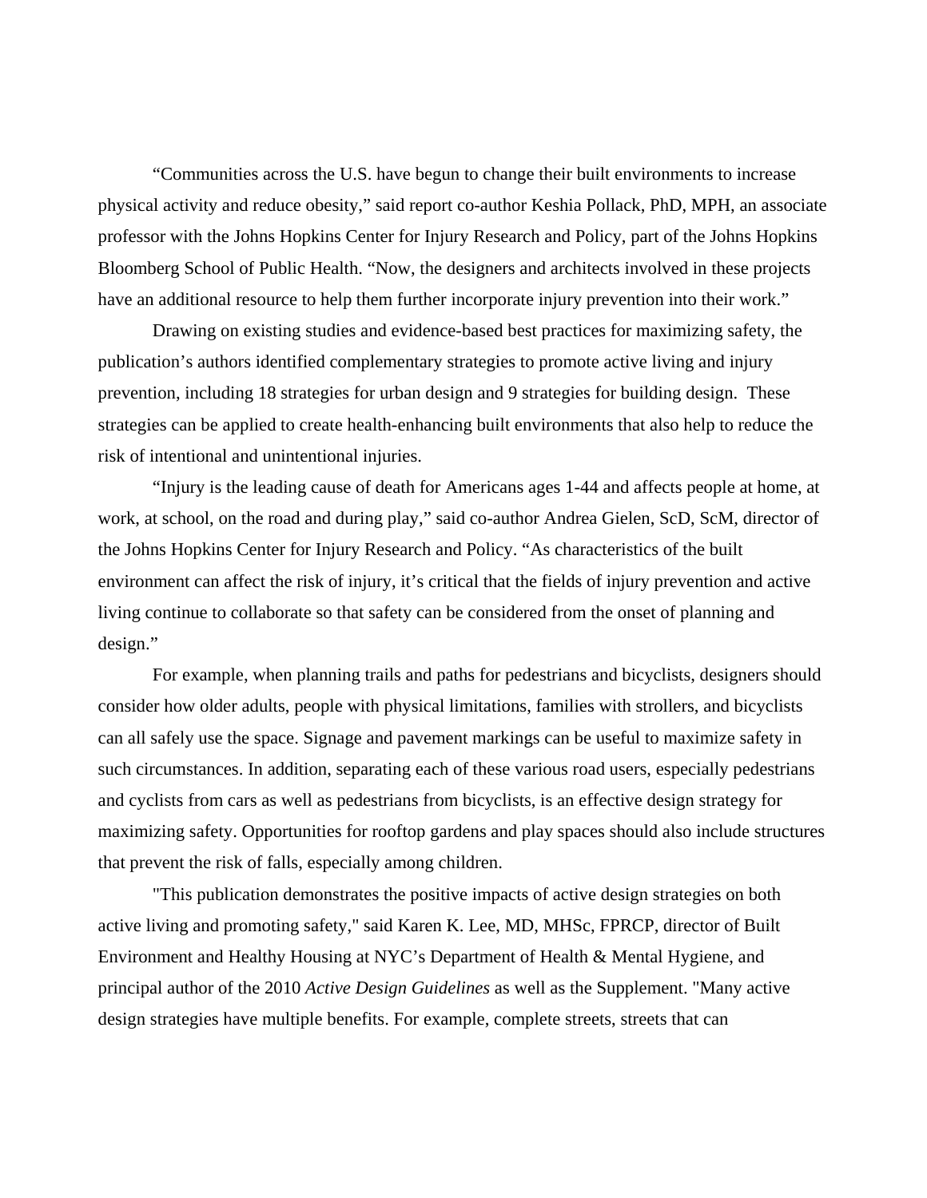"Communities across the U.S. have begun to change their built environments to increase physical activity and reduce obesity," said report co-author Keshia Pollack, PhD, MPH, an associate professor with the Johns Hopkins Center for Injury Research and Policy, part of the Johns Hopkins Bloomberg School of Public Health. "Now, the designers and architects involved in these projects have an additional resource to help them further incorporate injury prevention into their work."

Drawing on existing studies and evidence-based best practices for maximizing safety, the publication's authors identified complementary strategies to promote active living and injury prevention, including 18 strategies for urban design and 9 strategies for building design. These strategies can be applied to create health-enhancing built environments that also help to reduce the risk of intentional and unintentional injuries.

"Injury is the leading cause of death for Americans ages 1-44 and affects people at home, at work, at school, on the road and during play," said co-author Andrea Gielen, ScD, ScM, director of the Johns Hopkins Center for Injury Research and Policy. "As characteristics of the built environment can affect the risk of injury, it's critical that the fields of injury prevention and active living continue to collaborate so that safety can be considered from the onset of planning and design."

For example, when planning trails and paths for pedestrians and bicyclists, designers should consider how older adults, people with physical limitations, families with strollers, and bicyclists can all safely use the space. Signage and pavement markings can be useful to maximize safety in such circumstances. In addition, separating each of these various road users, especially pedestrians and cyclists from cars as well as pedestrians from bicyclists, is an effective design strategy for maximizing safety. Opportunities for rooftop gardens and play spaces should also include structures that prevent the risk of falls, especially among children.

"This publication demonstrates the positive impacts of active design strategies on both active living and promoting safety," said Karen K. Lee, MD, MHSc, FPRCP, director of Built Environment and Healthy Housing at NYC's Department of Health & Mental Hygiene, and principal author of the 2010 *Active Design Guidelines* as well as the Supplement. "Many active design strategies have multiple benefits. For example, complete streets, streets that can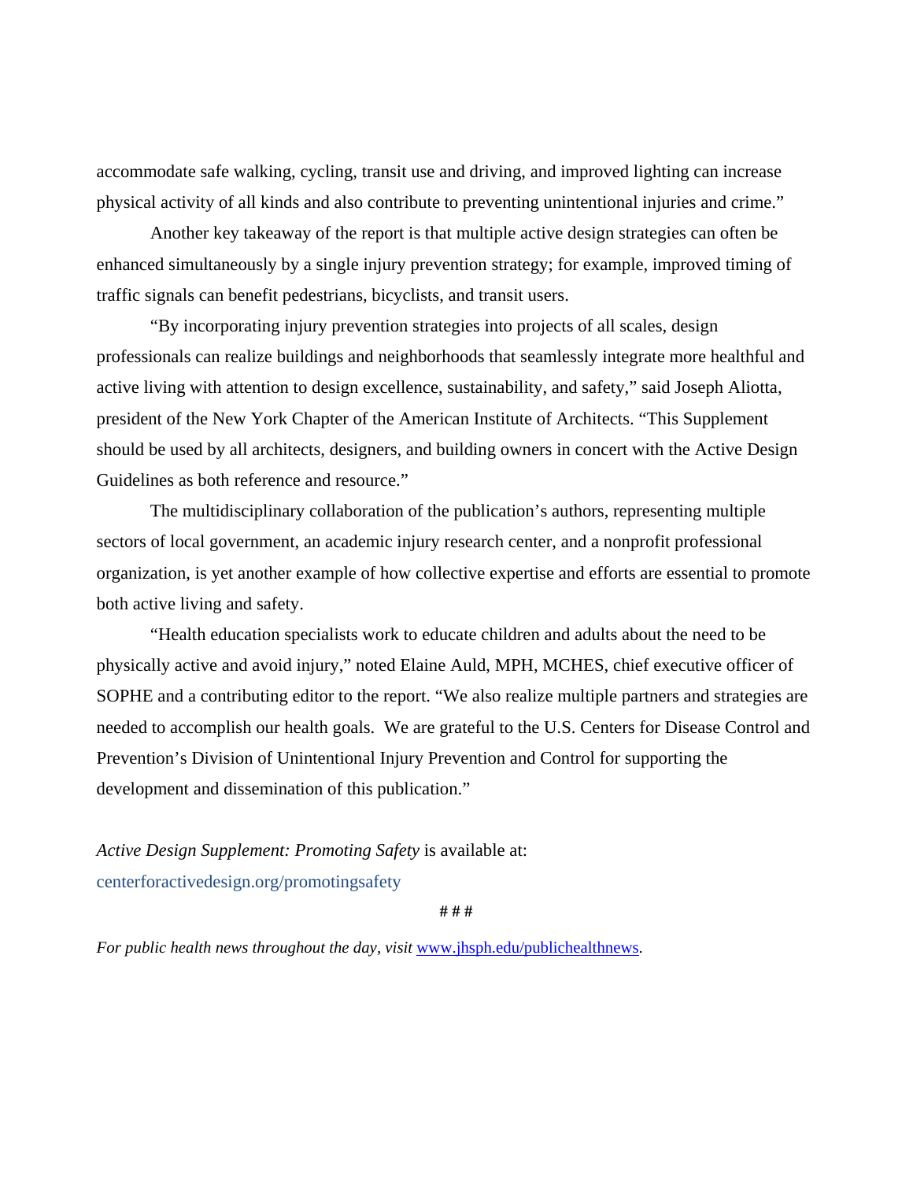accommodate safe walking, cycling, transit use and driving, and improved lighting can increase physical activity of all kinds and also contribute to preventing unintentional injuries and crime."

Another key takeaway of the report is that multiple active design strategies can often be enhanced simultaneously by a single injury prevention strategy; for example, improved timing of traffic signals can benefit pedestrians, bicyclists, and transit users.

"By incorporating injury prevention strategies into projects of all scales, design professionals can realize buildings and neighborhoods that seamlessly integrate more healthful and active living with attention to design excellence, sustainability, and safety," said Joseph Aliotta, president of the New York Chapter of the American Institute of Architects. "This Supplement should be used by all architects, designers, and building owners in concert with the Active Design Guidelines as both reference and resource."

The multidisciplinary collaboration of the publication's authors, representing multiple sectors of local government, an academic injury research center, and a nonprofit professional organization, is yet another example of how collective expertise and efforts are essential to promote both active living and safety.

"Health education specialists work to educate children and adults about the need to be physically active and avoid injury," noted Elaine Auld, MPH, MCHES, chief executive officer of SOPHE and a contributing editor to the report. "We also realize multiple partners and strategies are needed to accomplish our health goals. We are grateful to the U.S. Centers for Disease Control and Prevention's Division of Unintentional Injury Prevention and Control for supporting the development and dissemination of this publication."

*Active Design Supplement: Promoting Safety* is available at:
centerforactivedesign.org/promotingsafety

# # #

*For public health news throughout the day, visit* www.jhsph.edu/publichealthnews.